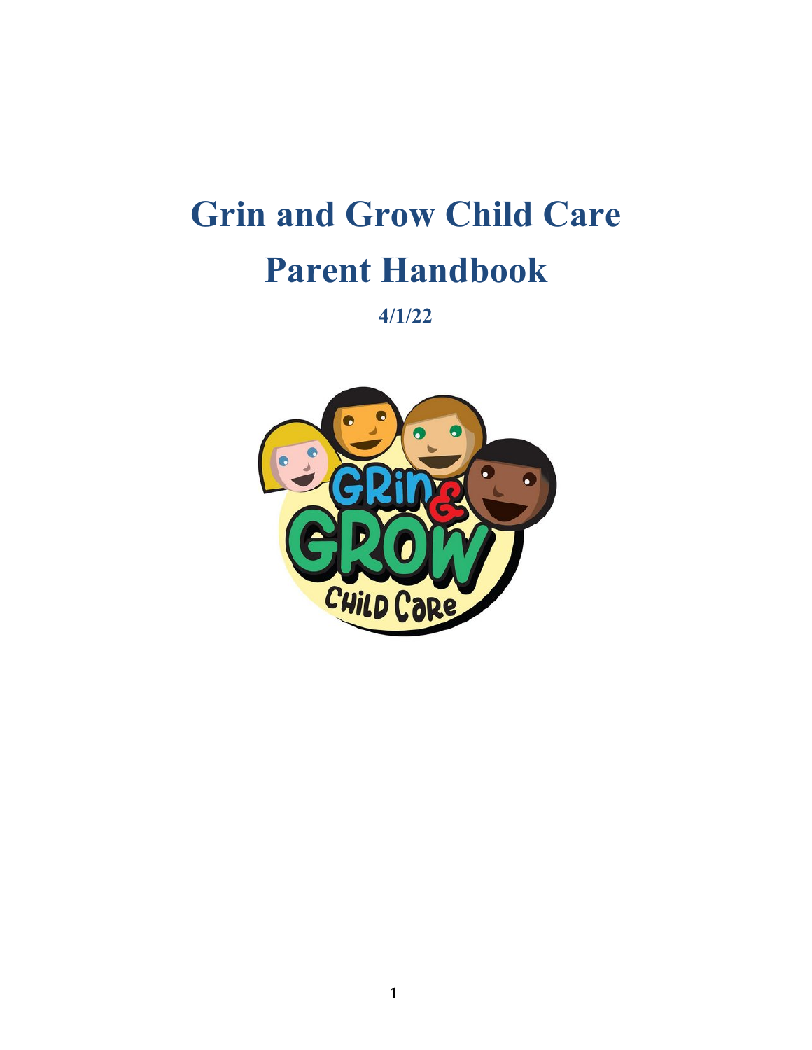# Grin and Grow Child Care

# Parent Handbook

**4/1/22**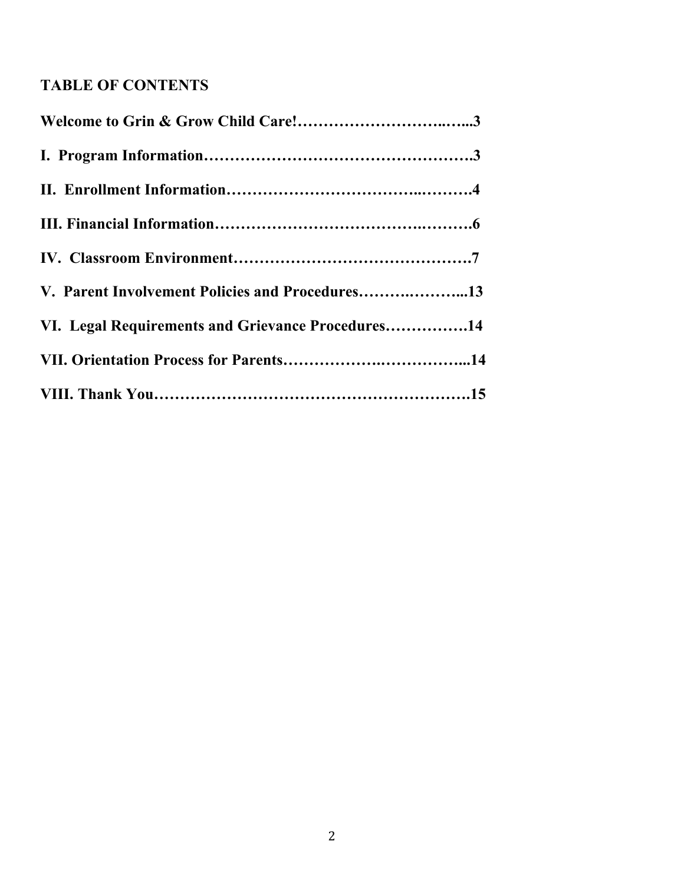**TABLE OF CONTENTS**

**Welcome to Grin & Grow Child Care!………………………..…...3**

**I. Program Information………………………………………….3**

**II. Enrollment Information……………………………..……….4**

**III. Financial Information…………………………….……….6**

**IV. Classroom Environment……………………………………7**

**V. Parent Involvement Policies and Procedures……….………...13**

**VI. Legal Requirements and Grievance Procedures…………….14**

**VII. Orientation Process for Parents……………….…………...14**

**VIII. Thank You………………………………………………….15**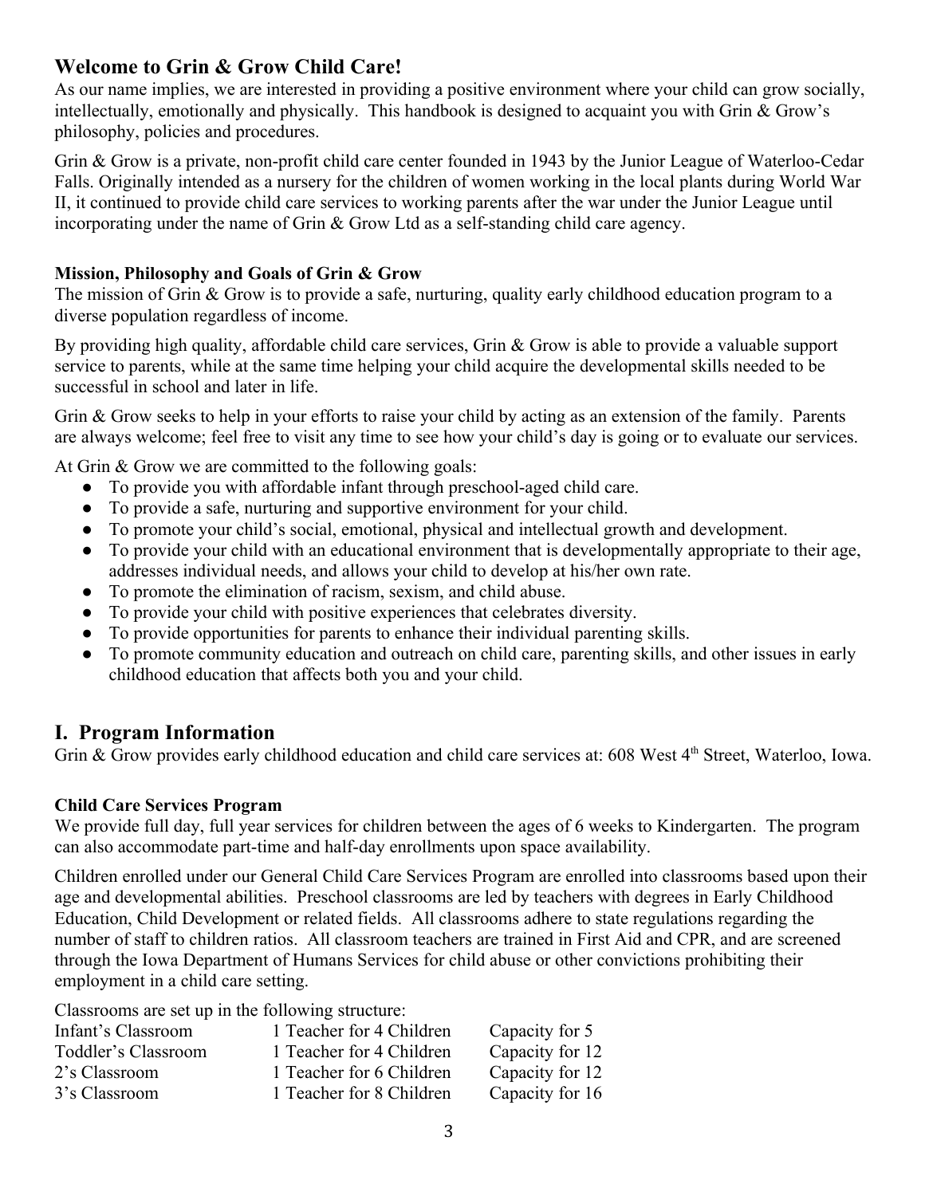## Welcome to Grin & Grow Child Care!

As our name implies, we are interested in providing a positive environment where your child can grow socially, intellectually, emotionally and physically. This handbook is designed to acquaint you with Grin & Grow's philosophy, policies and procedures.

Grin & Grow is a private, non-profit child care center founded in 1943 by the Junior League of Waterloo-Cedar Falls. Originally intended as a nursery for the children of women working in the local plants during World War II, it continued to provide child care services to working parents after the war under the Junior League until incorporating under the name of Grin & Grow Ltd as a self-standing child care agency.

### Mission, Philosophy and Goals of Grin & Grow

The mission of Grin & Grow is to provide a safe, nurturing, quality early childhood education program to a diverse population regardless of income.

By providing high quality, affordable child care services, Grin & Grow is able to provide a valuable support service to parents, while at the same time helping your child acquire the developmental skills needed to be successful in school and later in life.

Grin & Grow seeks to help in your efforts to raise your child by acting as an extension of the family. Parents are always welcome; feel free to visit any time to see how your child's day is going or to evaluate our services.

At Grin & Grow we are committed to the following goals:

- To provide you with affordable infant through preschool-aged child care.
- To provide a safe, nurturing and supportive environment for your child.
- To promote your child's social, emotional, physical and intellectual growth and development.
- To provide your child with an educational environment that is developmentally appropriate to their age, addresses individual needs, and allows your child to develop at his/her own rate.
- To promote the elimination of racism, sexism, and child abuse.
- To provide your child with positive experiences that celebrates diversity.
- To provide opportunities for parents to enhance their individual parenting skills.
- To promote community education and outreach on child care, parenting skills, and other issues in early childhood education that affects both you and your child.

## I. Program Information

Grin & Grow provides early childhood education and child care services at: 608 West 4th Street, Waterloo, Iowa.

### Child Care Services Program

We provide full day, full year services for children between the ages of 6 weeks to Kindergarten. The program can also accommodate part-time and half-day enrollments upon space availability.

Children enrolled under our General Child Care Services Program are enrolled into classrooms based upon their age and developmental abilities. Preschool classrooms are led by teachers with degrees in Early Childhood Education, Child Development or related fields. All classrooms adhere to state regulations regarding the number of staff to children ratios. All classroom teachers are trained in First Aid and CPR, and are screened through the Iowa Department of Humans Services for child abuse or other convictions prohibiting their employment in a child care setting.

Classrooms are set up in the following structure:

| Classroom | Ratio | Capacity |
|---|---|---|
| Infant's Classroom | 1 Teacher for 4 Children | Capacity for 5 |
| Toddler's Classroom | 1 Teacher for 4 Children | Capacity for 12 |
| 2's Classroom | 1 Teacher for 6 Children | Capacity for 12 |
| 3's Classroom | 1 Teacher for 8 Children | Capacity for 16 |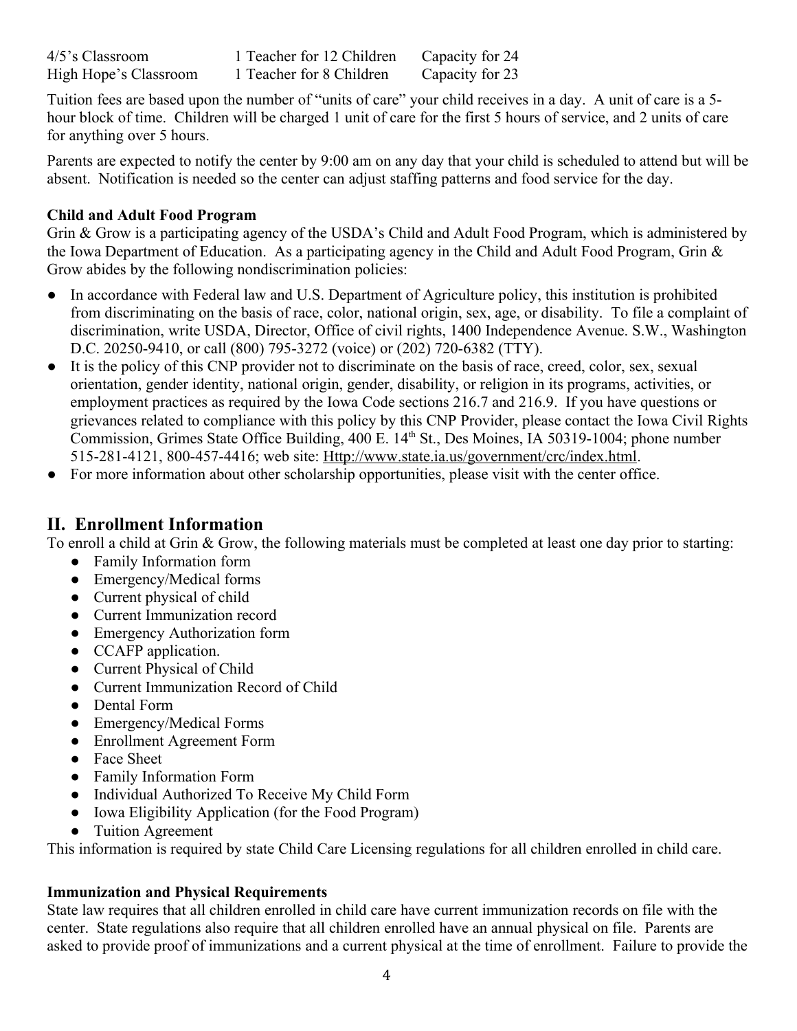| | | |
|---|---|---|
| 4/5's Classroom | 1 Teacher for 12 Children | Capacity for 24 |
| High Hope's Classroom | 1 Teacher for 8 Children | Capacity for 23 |

Tuition fees are based upon the number of "units of care" your child receives in a day. A unit of care is a 5-hour block of time. Children will be charged 1 unit of care for the first 5 hours of service, and 2 units of care for anything over 5 hours.

Parents are expected to notify the center by 9:00 am on any day that your child is scheduled to attend but will be absent. Notification is needed so the center can adjust staffing patterns and food service for the day.

**Child and Adult Food Program**

Grin & Grow is a participating agency of the USDA's Child and Adult Food Program, which is administered by the Iowa Department of Education. As a participating agency in the Child and Adult Food Program, Grin & Grow abides by the following nondiscrimination policies:

- In accordance with Federal law and U.S. Department of Agriculture policy, this institution is prohibited from discriminating on the basis of race, color, national origin, sex, age, or disability. To file a complaint of discrimination, write USDA, Director, Office of civil rights, 1400 Independence Avenue. S.W., Washington D.C. 20250-9410, or call (800) 795-3272 (voice) or (202) 720-6382 (TTY).
- It is the policy of this CNP provider not to discriminate on the basis of race, creed, color, sex, sexual orientation, gender identity, national origin, gender, disability, or religion in its programs, activities, or employment practices as required by the Iowa Code sections 216.7 and 216.9. If you have questions or grievances related to compliance with this policy by this CNP Provider, please contact the Iowa Civil Rights Commission, Grimes State Office Building, 400 E. 14th St., Des Moines, IA 50319-1004; phone number 515-281-4121, 800-457-4416; web site: Http://www.state.ia.us/government/crc/index.html.
- For more information about other scholarship opportunities, please visit with the center office.

## II. Enrollment Information

To enroll a child at Grin & Grow, the following materials must be completed at least one day prior to starting:

- Family Information form
- Emergency/Medical forms
- Current physical of child
- Current Immunization record
- Emergency Authorization form
- CCAFP application.
- Current Physical of Child
- Current Immunization Record of Child
- Dental Form
- Emergency/Medical Forms
- Enrollment Agreement Form
- Face Sheet
- Family Information Form
- Individual Authorized To Receive My Child Form
- Iowa Eligibility Application (for the Food Program)
- Tuition Agreement

This information is required by state Child Care Licensing regulations for all children enrolled in child care.

**Immunization and Physical Requirements**

State law requires that all children enrolled in child care have current immunization records on file with the center. State regulations also require that all children enrolled have an annual physical on file. Parents are asked to provide proof of immunizations and a current physical at the time of enrollment. Failure to provide the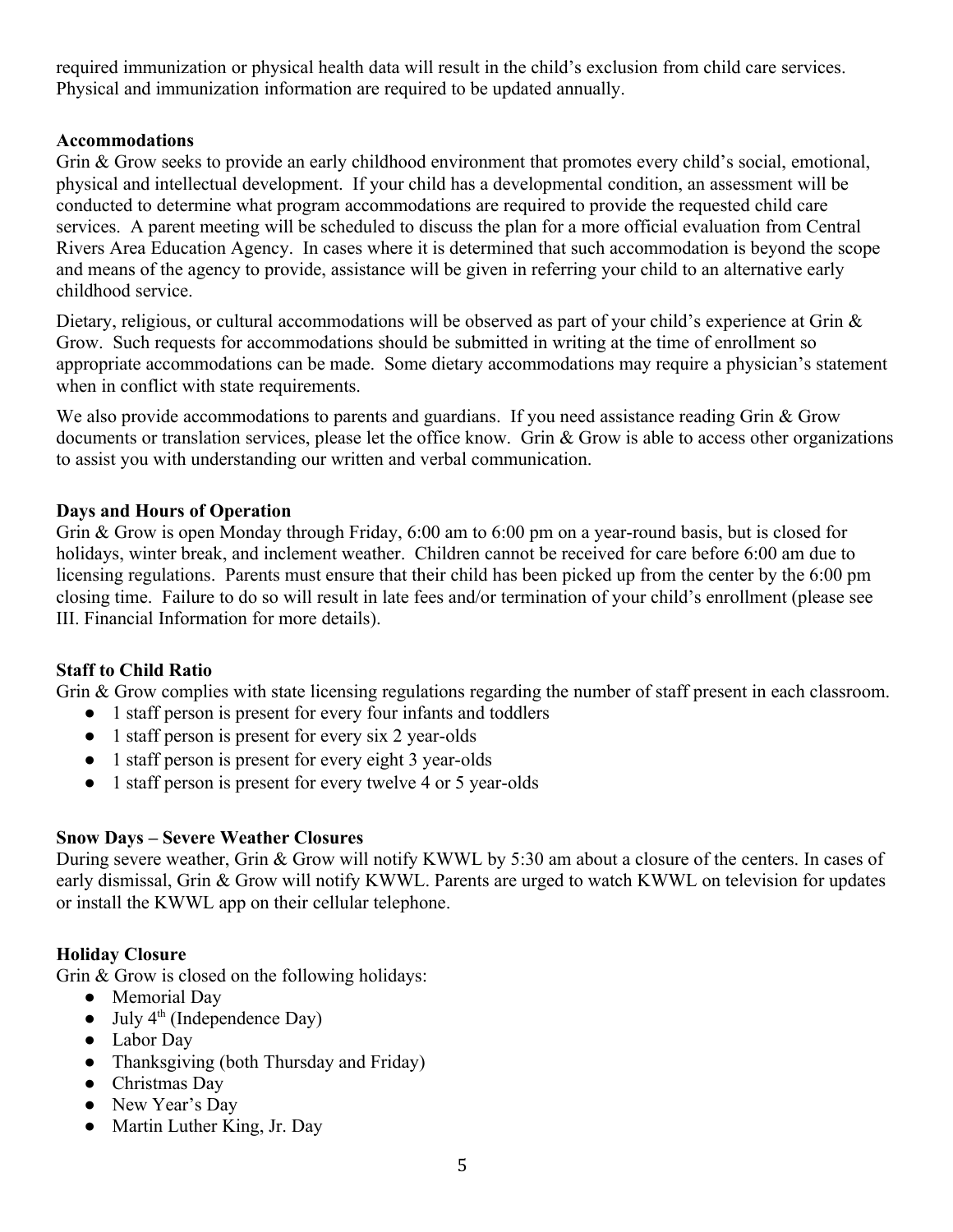required immunization or physical health data will result in the child's exclusion from child care services. Physical and immunization information are required to be updated annually.

**Accommodations**

Grin & Grow seeks to provide an early childhood environment that promotes every child's social, emotional, physical and intellectual development. If your child has a developmental condition, an assessment will be conducted to determine what program accommodations are required to provide the requested child care services. A parent meeting will be scheduled to discuss the plan for a more official evaluation from Central Rivers Area Education Agency. In cases where it is determined that such accommodation is beyond the scope and means of the agency to provide, assistance will be given in referring your child to an alternative early childhood service.

Dietary, religious, or cultural accommodations will be observed as part of your child's experience at Grin & Grow. Such requests for accommodations should be submitted in writing at the time of enrollment so appropriate accommodations can be made. Some dietary accommodations may require a physician's statement when in conflict with state requirements.

We also provide accommodations to parents and guardians. If you need assistance reading Grin & Grow documents or translation services, please let the office know. Grin & Grow is able to access other organizations to assist you with understanding our written and verbal communication.

**Days and Hours of Operation**

Grin & Grow is open Monday through Friday, 6:00 am to 6:00 pm on a year-round basis, but is closed for holidays, winter break, and inclement weather. Children cannot be received for care before 6:00 am due to licensing regulations. Parents must ensure that their child has been picked up from the center by the 6:00 pm closing time. Failure to do so will result in late fees and/or termination of your child's enrollment (please see III. Financial Information for more details).

**Staff to Child Ratio**

Grin & Grow complies with state licensing regulations regarding the number of staff present in each classroom.

- 1 staff person is present for every four infants and toddlers
- 1 staff person is present for every six 2 year-olds
- 1 staff person is present for every eight 3 year-olds
- 1 staff person is present for every twelve 4 or 5 year-olds

**Snow Days – Severe Weather Closures**

During severe weather, Grin & Grow will notify KWWL by 5:30 am about a closure of the centers. In cases of early dismissal, Grin & Grow will notify KWWL. Parents are urged to watch KWWL on television for updates or install the KWWL app on their cellular telephone.

**Holiday Closure**

Grin & Grow is closed on the following holidays:

- Memorial Day
- July 4th (Independence Day)
- Labor Day
- Thanksgiving (both Thursday and Friday)
- Christmas Day
- New Year's Day
- Martin Luther King, Jr. Day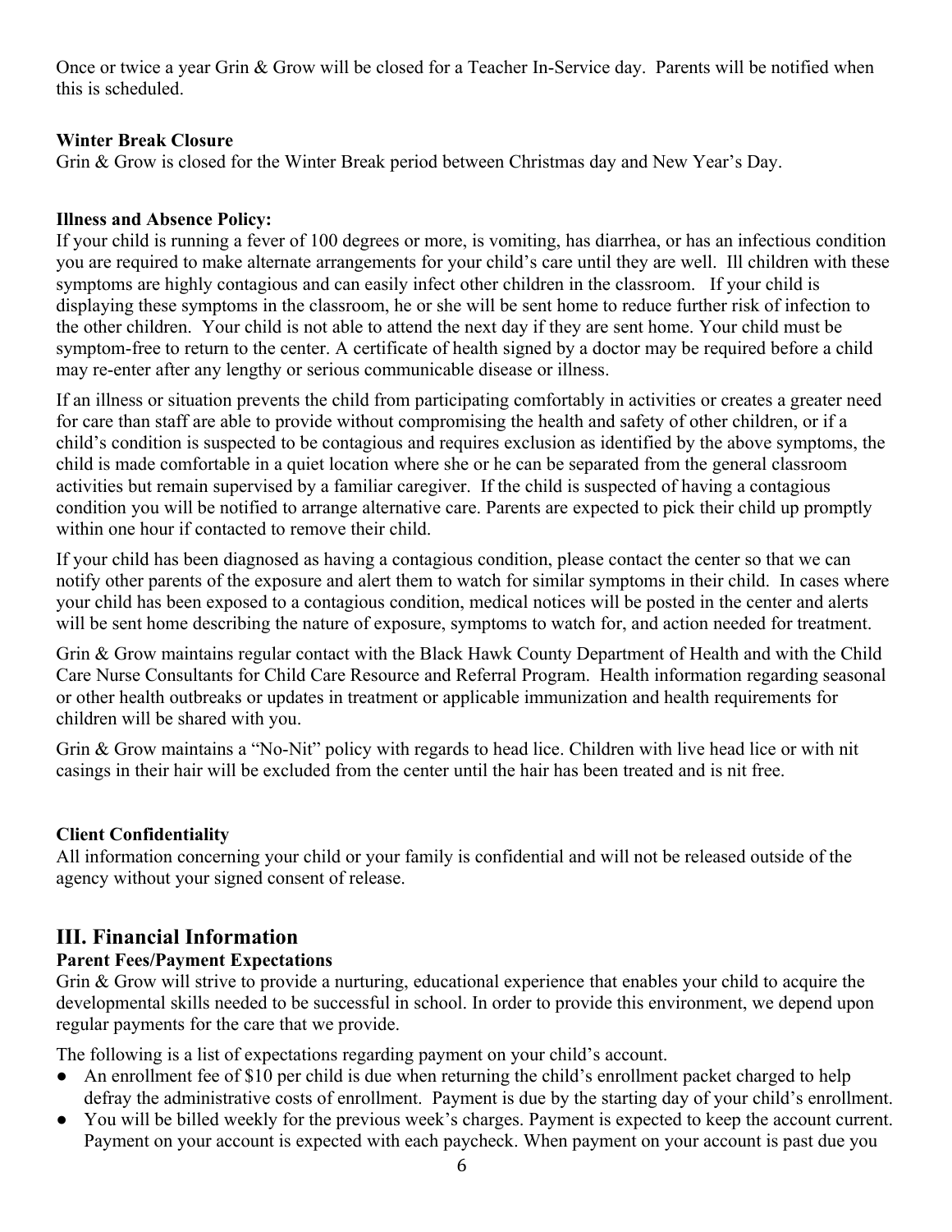Once or twice a year Grin & Grow will be closed for a Teacher In-Service day. Parents will be notified when this is scheduled.

**Winter Break Closure**

Grin & Grow is closed for the Winter Break period between Christmas day and New Year's Day.

**Illness and Absence Policy:**

If your child is running a fever of 100 degrees or more, is vomiting, has diarrhea, or has an infectious condition you are required to make alternate arrangements for your child's care until they are well. Ill children with these symptoms are highly contagious and can easily infect other children in the classroom. If your child is displaying these symptoms in the classroom, he or she will be sent home to reduce further risk of infection to the other children. Your child is not able to attend the next day if they are sent home. Your child must be symptom-free to return to the center. A certificate of health signed by a doctor may be required before a child may re-enter after any lengthy or serious communicable disease or illness.

If an illness or situation prevents the child from participating comfortably in activities or creates a greater need for care than staff are able to provide without compromising the health and safety of other children, or if a child's condition is suspected to be contagious and requires exclusion as identified by the above symptoms, the child is made comfortable in a quiet location where she or he can be separated from the general classroom activities but remain supervised by a familiar caregiver. If the child is suspected of having a contagious condition you will be notified to arrange alternative care. Parents are expected to pick their child up promptly within one hour if contacted to remove their child.

If your child has been diagnosed as having a contagious condition, please contact the center so that we can notify other parents of the exposure and alert them to watch for similar symptoms in their child. In cases where your child has been exposed to a contagious condition, medical notices will be posted in the center and alerts will be sent home describing the nature of exposure, symptoms to watch for, and action needed for treatment.

Grin & Grow maintains regular contact with the Black Hawk County Department of Health and with the Child Care Nurse Consultants for Child Care Resource and Referral Program. Health information regarding seasonal or other health outbreaks or updates in treatment or applicable immunization and health requirements for children will be shared with you.

Grin & Grow maintains a "No-Nit" policy with regards to head lice. Children with live head lice or with nit casings in their hair will be excluded from the center until the hair has been treated and is nit free.

**Client Confidentiality**

All information concerning your child or your family is confidential and will not be released outside of the agency without your signed consent of release.

## III. Financial Information

**Parent Fees/Payment Expectations**

Grin & Grow will strive to provide a nurturing, educational experience that enables your child to acquire the developmental skills needed to be successful in school. In order to provide this environment, we depend upon regular payments for the care that we provide.

The following is a list of expectations regarding payment on your child's account.

- An enrollment fee of $10 per child is due when returning the child's enrollment packet charged to help defray the administrative costs of enrollment. Payment is due by the starting day of your child's enrollment.
- You will be billed weekly for the previous week's charges. Payment is expected to keep the account current. Payment on your account is expected with each paycheck. When payment on your account is past due you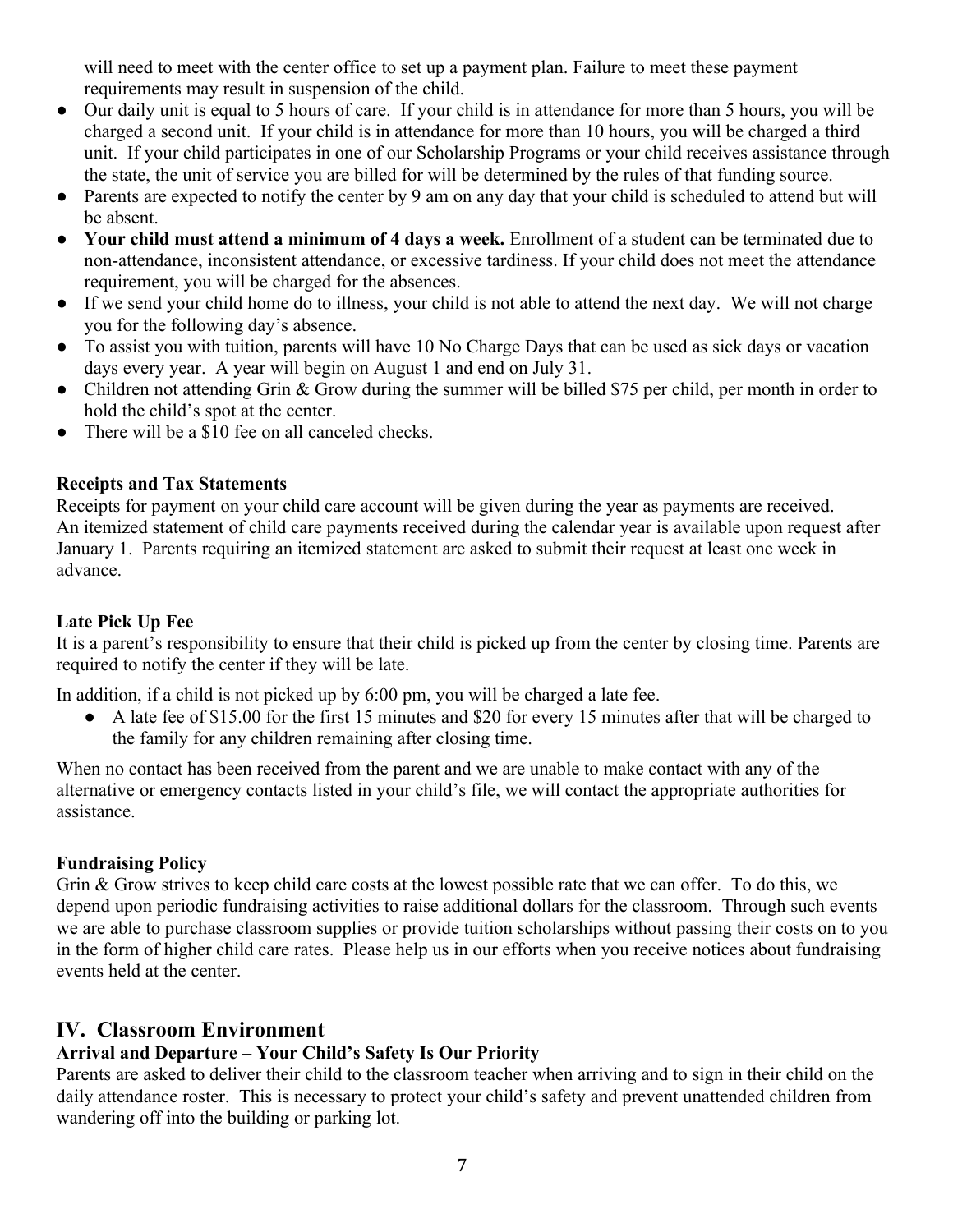will need to meet with the center office to set up a payment plan. Failure to meet these payment requirements may result in suspension of the child.

- Our daily unit is equal to 5 hours of care. If your child is in attendance for more than 5 hours, you will be charged a second unit. If your child is in attendance for more than 10 hours, you will be charged a third unit. If your child participates in one of our Scholarship Programs or your child receives assistance through the state, the unit of service you are billed for will be determined by the rules of that funding source.
- Parents are expected to notify the center by 9 am on any day that your child is scheduled to attend but will be absent.
- **Your child must attend a minimum of 4 days a week.** Enrollment of a student can be terminated due to non-attendance, inconsistent attendance, or excessive tardiness. If your child does not meet the attendance requirement, you will be charged for the absences.
- If we send your child home do to illness, your child is not able to attend the next day. We will not charge you for the following day's absence.
- To assist you with tuition, parents will have 10 No Charge Days that can be used as sick days or vacation days every year. A year will begin on August 1 and end on July 31.
- Children not attending Grin & Grow during the summer will be billed $75 per child, per month in order to hold the child's spot at the center.
- There will be a $10 fee on all canceled checks.

**Receipts and Tax Statements**

Receipts for payment on your child care account will be given during the year as payments are received. An itemized statement of child care payments received during the calendar year is available upon request after January 1. Parents requiring an itemized statement are asked to submit their request at least one week in advance.

**Late Pick Up Fee**

It is a parent's responsibility to ensure that their child is picked up from the center by closing time. Parents are required to notify the center if they will be late.

In addition, if a child is not picked up by 6:00 pm, you will be charged a late fee.

- A late fee of $15.00 for the first 15 minutes and $20 for every 15 minutes after that will be charged to the family for any children remaining after closing time.

When no contact has been received from the parent and we are unable to make contact with any of the alternative or emergency contacts listed in your child's file, we will contact the appropriate authorities for assistance.

**Fundraising Policy**

Grin & Grow strives to keep child care costs at the lowest possible rate that we can offer. To do this, we depend upon periodic fundraising activities to raise additional dollars for the classroom. Through such events we are able to purchase classroom supplies or provide tuition scholarships without passing their costs on to you in the form of higher child care rates. Please help us in our efforts when you receive notices about fundraising events held at the center.

## IV. Classroom Environment

**Arrival and Departure – Your Child's Safety Is Our Priority**

Parents are asked to deliver their child to the classroom teacher when arriving and to sign in their child on the daily attendance roster. This is necessary to protect your child's safety and prevent unattended children from wandering off into the building or parking lot.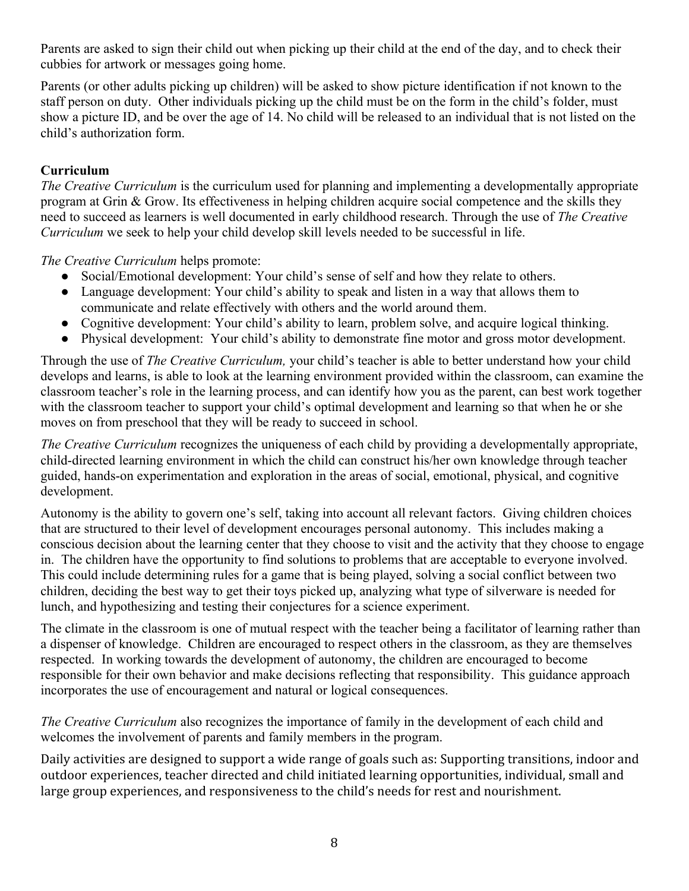Parents are asked to sign their child out when picking up their child at the end of the day, and to check their cubbies for artwork or messages going home.

Parents (or other adults picking up children) will be asked to show picture identification if not known to the staff person on duty. Other individuals picking up the child must be on the form in the child's folder, must show a picture ID, and be over the age of 14. No child will be released to an individual that is not listed on the child's authorization form.

**Curriculum**

*The Creative Curriculum* is the curriculum used for planning and implementing a developmentally appropriate program at Grin & Grow. Its effectiveness in helping children acquire social competence and the skills they need to succeed as learners is well documented in early childhood research. Through the use of *The Creative Curriculum* we seek to help your child develop skill levels needed to be successful in life.

*The Creative Curriculum* helps promote:

- Social/Emotional development: Your child's sense of self and how they relate to others.
- Language development: Your child's ability to speak and listen in a way that allows them to communicate and relate effectively with others and the world around them.
- Cognitive development: Your child's ability to learn, problem solve, and acquire logical thinking.
- Physical development: Your child's ability to demonstrate fine motor and gross motor development.

Through the use of *The Creative Curriculum,* your child's teacher is able to better understand how your child develops and learns, is able to look at the learning environment provided within the classroom, can examine the classroom teacher's role in the learning process, and can identify how you as the parent, can best work together with the classroom teacher to support your child's optimal development and learning so that when he or she moves on from preschool that they will be ready to succeed in school.

*The Creative Curriculum* recognizes the uniqueness of each child by providing a developmentally appropriate, child-directed learning environment in which the child can construct his/her own knowledge through teacher guided, hands-on experimentation and exploration in the areas of social, emotional, physical, and cognitive development.

Autonomy is the ability to govern one's self, taking into account all relevant factors. Giving children choices that are structured to their level of development encourages personal autonomy. This includes making a conscious decision about the learning center that they choose to visit and the activity that they choose to engage in. The children have the opportunity to find solutions to problems that are acceptable to everyone involved. This could include determining rules for a game that is being played, solving a social conflict between two children, deciding the best way to get their toys picked up, analyzing what type of silverware is needed for lunch, and hypothesizing and testing their conjectures for a science experiment.

The climate in the classroom is one of mutual respect with the teacher being a facilitator of learning rather than a dispenser of knowledge. Children are encouraged to respect others in the classroom, as they are themselves respected. In working towards the development of autonomy, the children are encouraged to become responsible for their own behavior and make decisions reflecting that responsibility. This guidance approach incorporates the use of encouragement and natural or logical consequences.

*The Creative Curriculum* also recognizes the importance of family in the development of each child and welcomes the involvement of parents and family members in the program.

Daily activities are designed to support a wide range of goals such as: Supporting transitions, indoor and outdoor experiences, teacher directed and child initiated learning opportunities, individual, small and large group experiences, and responsiveness to the child's needs for rest and nourishment.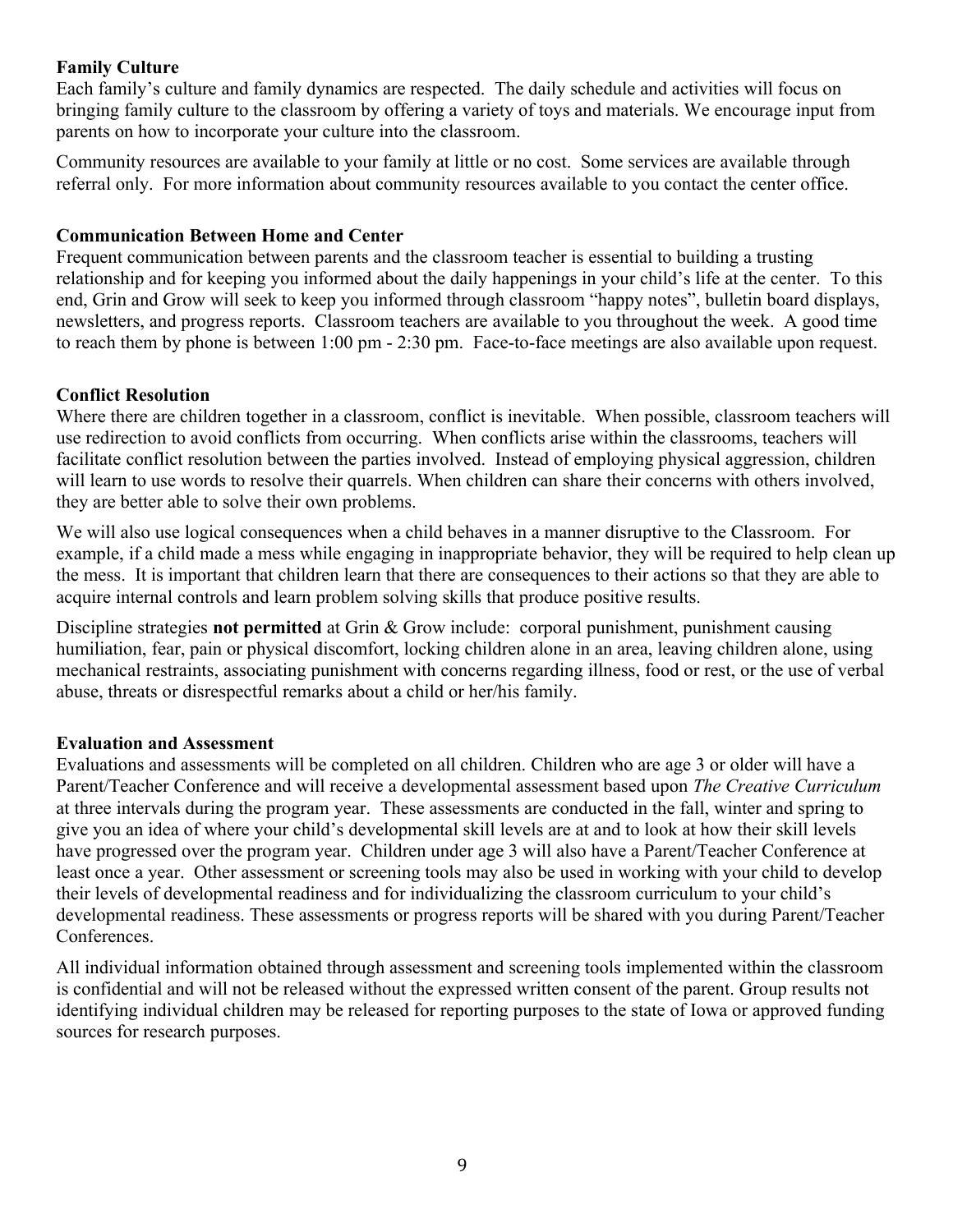**Family Culture**

Each family's culture and family dynamics are respected. The daily schedule and activities will focus on bringing family culture to the classroom by offering a variety of toys and materials. We encourage input from parents on how to incorporate your culture into the classroom.

Community resources are available to your family at little or no cost. Some services are available through referral only. For more information about community resources available to you contact the center office.

**Communication Between Home and Center**

Frequent communication between parents and the classroom teacher is essential to building a trusting relationship and for keeping you informed about the daily happenings in your child's life at the center. To this end, Grin and Grow will seek to keep you informed through classroom "happy notes", bulletin board displays, newsletters, and progress reports. Classroom teachers are available to you throughout the week. A good time to reach them by phone is between 1:00 pm - 2:30 pm. Face-to-face meetings are also available upon request.

**Conflict Resolution**

Where there are children together in a classroom, conflict is inevitable. When possible, classroom teachers will use redirection to avoid conflicts from occurring. When conflicts arise within the classrooms, teachers will facilitate conflict resolution between the parties involved. Instead of employing physical aggression, children will learn to use words to resolve their quarrels. When children can share their concerns with others involved, they are better able to solve their own problems.

We will also use logical consequences when a child behaves in a manner disruptive to the Classroom. For example, if a child made a mess while engaging in inappropriate behavior, they will be required to help clean up the mess. It is important that children learn that there are consequences to their actions so that they are able to acquire internal controls and learn problem solving skills that produce positive results.

Discipline strategies **not permitted** at Grin & Grow include: corporal punishment, punishment causing humiliation, fear, pain or physical discomfort, locking children alone in an area, leaving children alone, using mechanical restraints, associating punishment with concerns regarding illness, food or rest, or the use of verbal abuse, threats or disrespectful remarks about a child or her/his family.

**Evaluation and Assessment**

Evaluations and assessments will be completed on all children. Children who are age 3 or older will have a Parent/Teacher Conference and will receive a developmental assessment based upon *The Creative Curriculum* at three intervals during the program year. These assessments are conducted in the fall, winter and spring to give you an idea of where your child's developmental skill levels are at and to look at how their skill levels have progressed over the program year. Children under age 3 will also have a Parent/Teacher Conference at least once a year. Other assessment or screening tools may also be used in working with your child to develop their levels of developmental readiness and for individualizing the classroom curriculum to your child's developmental readiness. These assessments or progress reports will be shared with you during Parent/Teacher Conferences.

All individual information obtained through assessment and screening tools implemented within the classroom is confidential and will not be released without the expressed written consent of the parent. Group results not identifying individual children may be released for reporting purposes to the state of Iowa or approved funding sources for research purposes.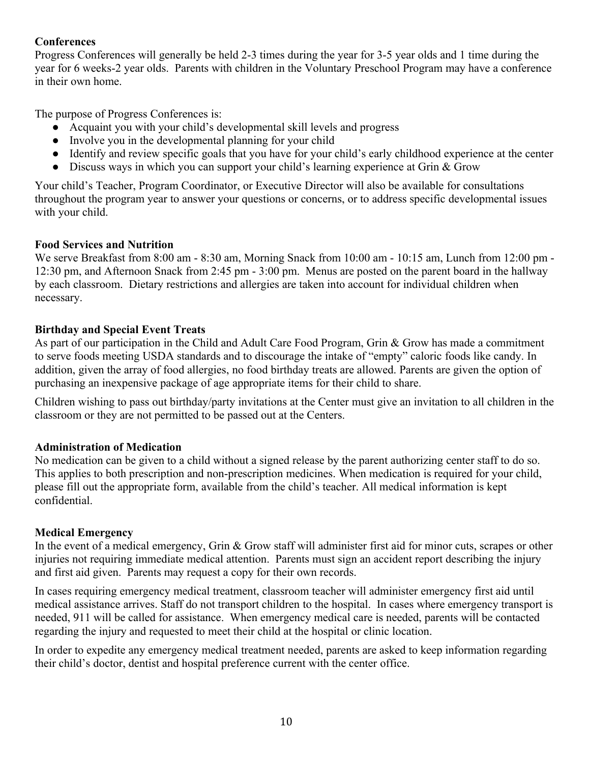**Conferences**

Progress Conferences will generally be held 2-3 times during the year for 3-5 year olds and 1 time during the year for 6 weeks-2 year olds. Parents with children in the Voluntary Preschool Program may have a conference in their own home.

The purpose of Progress Conferences is:

- Acquaint you with your child's developmental skill levels and progress
- Involve you in the developmental planning for your child
- Identify and review specific goals that you have for your child's early childhood experience at the center
- Discuss ways in which you can support your child's learning experience at Grin & Grow

Your child's Teacher, Program Coordinator, or Executive Director will also be available for consultations throughout the program year to answer your questions or concerns, or to address specific developmental issues with your child.

**Food Services and Nutrition**

We serve Breakfast from 8:00 am - 8:30 am, Morning Snack from 10:00 am - 10:15 am, Lunch from 12:00 pm - 12:30 pm, and Afternoon Snack from 2:45 pm - 3:00 pm. Menus are posted on the parent board in the hallway by each classroom. Dietary restrictions and allergies are taken into account for individual children when necessary.

**Birthday and Special Event Treats**

As part of our participation in the Child and Adult Care Food Program, Grin & Grow has made a commitment to serve foods meeting USDA standards and to discourage the intake of "empty" caloric foods like candy. In addition, given the array of food allergies, no food birthday treats are allowed. Parents are given the option of purchasing an inexpensive package of age appropriate items for their child to share.

Children wishing to pass out birthday/party invitations at the Center must give an invitation to all children in the classroom or they are not permitted to be passed out at the Centers.

**Administration of Medication**

No medication can be given to a child without a signed release by the parent authorizing center staff to do so. This applies to both prescription and non-prescription medicines. When medication is required for your child, please fill out the appropriate form, available from the child's teacher. All medical information is kept confidential.

**Medical Emergency**

In the event of a medical emergency, Grin & Grow staff will administer first aid for minor cuts, scrapes or other injuries not requiring immediate medical attention. Parents must sign an accident report describing the injury and first aid given. Parents may request a copy for their own records.

In cases requiring emergency medical treatment, classroom teacher will administer emergency first aid until medical assistance arrives. Staff do not transport children to the hospital. In cases where emergency transport is needed, 911 will be called for assistance. When emergency medical care is needed, parents will be contacted regarding the injury and requested to meet their child at the hospital or clinic location.

In order to expedite any emergency medical treatment needed, parents are asked to keep information regarding their child's doctor, dentist and hospital preference current with the center office.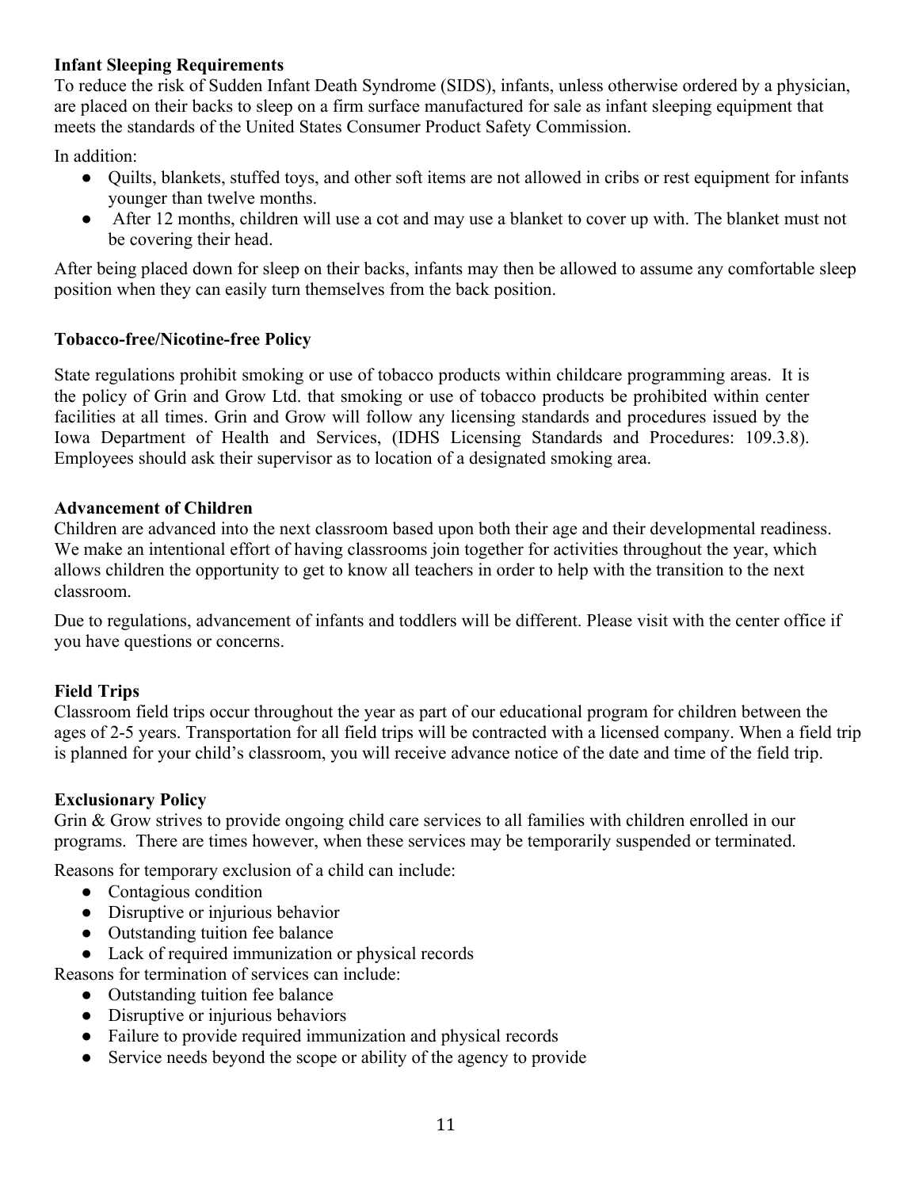**Infant Sleeping Requirements**

To reduce the risk of Sudden Infant Death Syndrome (SIDS), infants, unless otherwise ordered by a physician, are placed on their backs to sleep on a firm surface manufactured for sale as infant sleeping equipment that meets the standards of the United States Consumer Product Safety Commission.

In addition:

- Quilts, blankets, stuffed toys, and other soft items are not allowed in cribs or rest equipment for infants younger than twelve months.
- After 12 months, children will use a cot and may use a blanket to cover up with. The blanket must not be covering their head.

After being placed down for sleep on their backs, infants may then be allowed to assume any comfortable sleep position when they can easily turn themselves from the back position.

**Tobacco-free/Nicotine-free Policy**

State regulations prohibit smoking or use of tobacco products within childcare programming areas. It is the policy of Grin and Grow Ltd. that smoking or use of tobacco products be prohibited within center facilities at all times. Grin and Grow will follow any licensing standards and procedures issued by the Iowa Department of Health and Services, (IDHS Licensing Standards and Procedures: 109.3.8). Employees should ask their supervisor as to location of a designated smoking area.

**Advancement of Children**

Children are advanced into the next classroom based upon both their age and their developmental readiness. We make an intentional effort of having classrooms join together for activities throughout the year, which allows children the opportunity to get to know all teachers in order to help with the transition to the next classroom.

Due to regulations, advancement of infants and toddlers will be different. Please visit with the center office if you have questions or concerns.

**Field Trips**

Classroom field trips occur throughout the year as part of our educational program for children between the ages of 2-5 years. Transportation for all field trips will be contracted with a licensed company. When a field trip is planned for your child's classroom, you will receive advance notice of the date and time of the field trip.

**Exclusionary Policy**

Grin & Grow strives to provide ongoing child care services to all families with children enrolled in our programs. There are times however, when these services may be temporarily suspended or terminated.

Reasons for temporary exclusion of a child can include:

- Contagious condition
- Disruptive or injurious behavior
- Outstanding tuition fee balance
- Lack of required immunization or physical records

Reasons for termination of services can include:

- Outstanding tuition fee balance
- Disruptive or injurious behaviors
- Failure to provide required immunization and physical records
- Service needs beyond the scope or ability of the agency to provide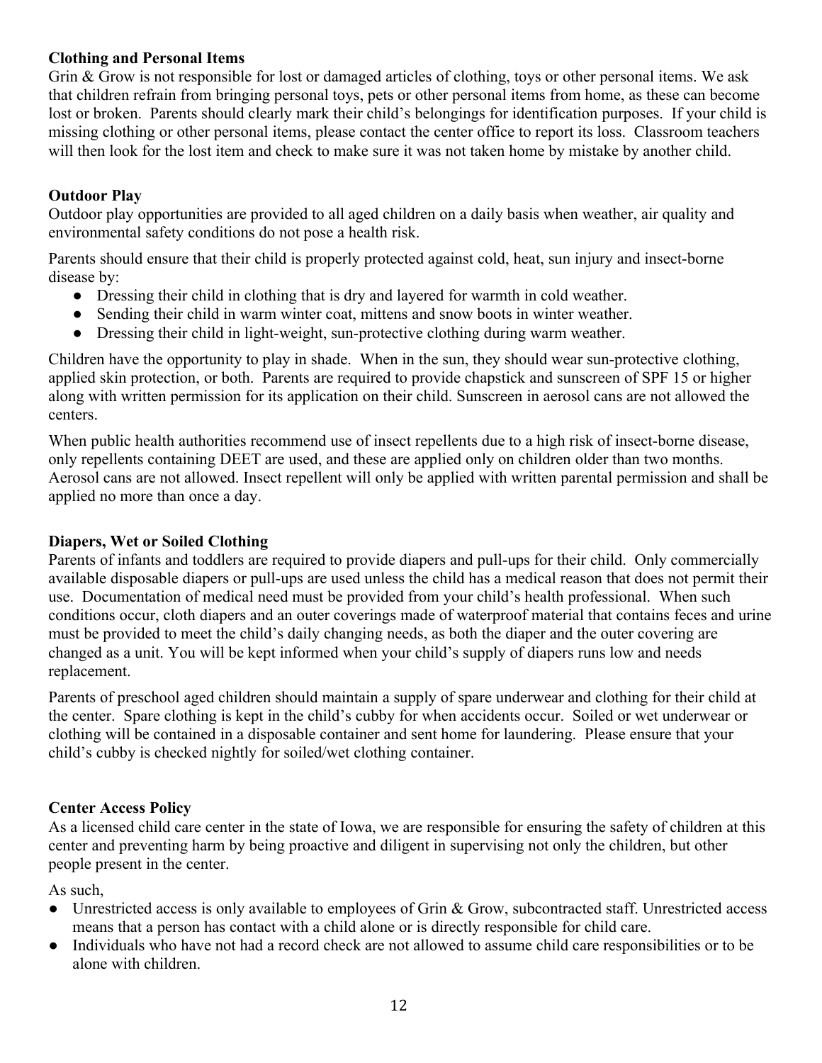**Clothing and Personal Items**

Grin & Grow is not responsible for lost or damaged articles of clothing, toys or other personal items. We ask that children refrain from bringing personal toys, pets or other personal items from home, as these can become lost or broken. Parents should clearly mark their child's belongings for identification purposes. If your child is missing clothing or other personal items, please contact the center office to report its loss. Classroom teachers will then look for the lost item and check to make sure it was not taken home by mistake by another child.

**Outdoor Play**

Outdoor play opportunities are provided to all aged children on a daily basis when weather, air quality and environmental safety conditions do not pose a health risk.

Parents should ensure that their child is properly protected against cold, heat, sun injury and insect-borne disease by:

- Dressing their child in clothing that is dry and layered for warmth in cold weather.
- Sending their child in warm winter coat, mittens and snow boots in winter weather.
- Dressing their child in light-weight, sun-protective clothing during warm weather.

Children have the opportunity to play in shade. When in the sun, they should wear sun-protective clothing, applied skin protection, or both. Parents are required to provide chapstick and sunscreen of SPF 15 or higher along with written permission for its application on their child. Sunscreen in aerosol cans are not allowed the centers.

When public health authorities recommend use of insect repellents due to a high risk of insect-borne disease, only repellents containing DEET are used, and these are applied only on children older than two months. Aerosol cans are not allowed. Insect repellent will only be applied with written parental permission and shall be applied no more than once a day.

**Diapers, Wet or Soiled Clothing**

Parents of infants and toddlers are required to provide diapers and pull-ups for their child. Only commercially available disposable diapers or pull-ups are used unless the child has a medical reason that does not permit their use. Documentation of medical need must be provided from your child's health professional. When such conditions occur, cloth diapers and an outer coverings made of waterproof material that contains feces and urine must be provided to meet the child's daily changing needs, as both the diaper and the outer covering are changed as a unit. You will be kept informed when your child's supply of diapers runs low and needs replacement.

Parents of preschool aged children should maintain a supply of spare underwear and clothing for their child at the center. Spare clothing is kept in the child's cubby for when accidents occur. Soiled or wet underwear or clothing will be contained in a disposable container and sent home for laundering. Please ensure that your child's cubby is checked nightly for soiled/wet clothing container.

**Center Access Policy**

As a licensed child care center in the state of Iowa, we are responsible for ensuring the safety of children at this center and preventing harm by being proactive and diligent in supervising not only the children, but other people present in the center.

As such,

- Unrestricted access is only available to employees of Grin & Grow, subcontracted staff. Unrestricted access means that a person has contact with a child alone or is directly responsible for child care.
- Individuals who have not had a record check are not allowed to assume child care responsibilities or to be alone with children.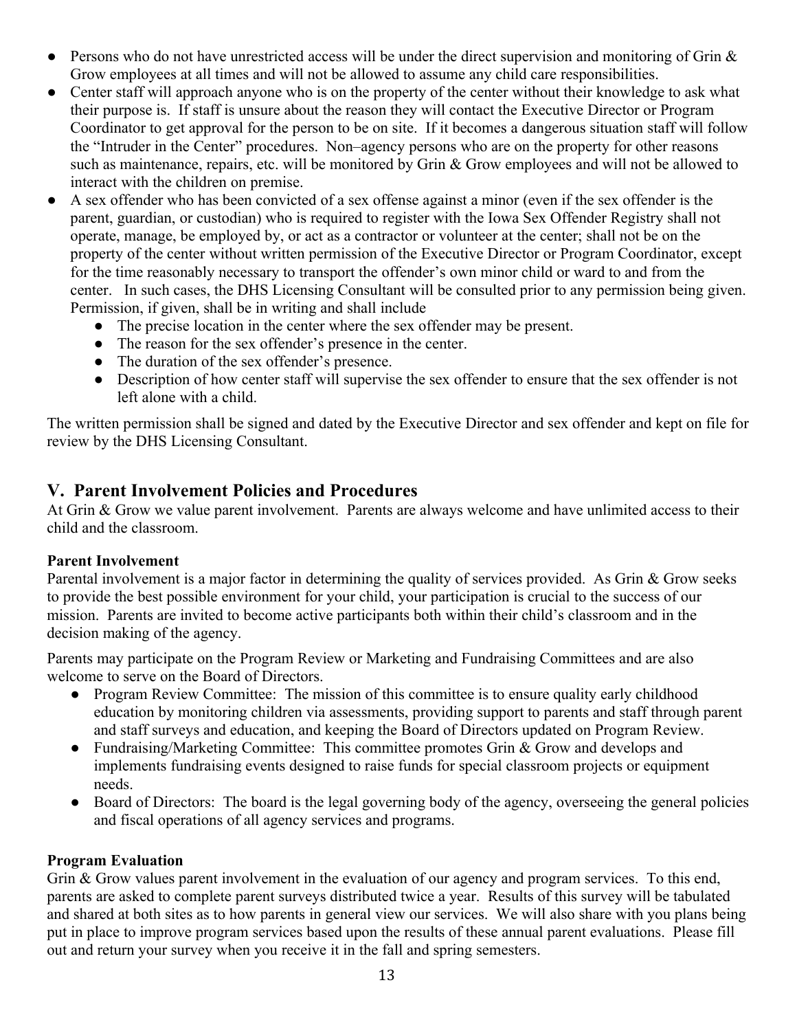- Persons who do not have unrestricted access will be under the direct supervision and monitoring of Grin & Grow employees at all times and will not be allowed to assume any child care responsibilities.
- Center staff will approach anyone who is on the property of the center without their knowledge to ask what their purpose is. If staff is unsure about the reason they will contact the Executive Director or Program Coordinator to get approval for the person to be on site. If it becomes a dangerous situation staff will follow the "Intruder in the Center" procedures. Non–agency persons who are on the property for other reasons such as maintenance, repairs, etc. will be monitored by Grin & Grow employees and will not be allowed to interact with the children on premise.
- A sex offender who has been convicted of a sex offense against a minor (even if the sex offender is the parent, guardian, or custodian) who is required to register with the Iowa Sex Offender Registry shall not operate, manage, be employed by, or act as a contractor or volunteer at the center; shall not be on the property of the center without written permission of the Executive Director or Program Coordinator, except for the time reasonably necessary to transport the offender's own minor child or ward to and from the center. In such cases, the DHS Licensing Consultant will be consulted prior to any permission being given. Permission, if given, shall be in writing and shall include
  - The precise location in the center where the sex offender may be present.
  - The reason for the sex offender's presence in the center.
  - The duration of the sex offender's presence.
  - Description of how center staff will supervise the sex offender to ensure that the sex offender is not left alone with a child.

The written permission shall be signed and dated by the Executive Director and sex offender and kept on file for review by the DHS Licensing Consultant.

## V. Parent Involvement Policies and Procedures

At Grin & Grow we value parent involvement. Parents are always welcome and have unlimited access to their child and the classroom.

**Parent Involvement**

Parental involvement is a major factor in determining the quality of services provided. As Grin & Grow seeks to provide the best possible environment for your child, your participation is crucial to the success of our mission. Parents are invited to become active participants both within their child's classroom and in the decision making of the agency.

Parents may participate on the Program Review or Marketing and Fundraising Committees and are also welcome to serve on the Board of Directors.

- Program Review Committee: The mission of this committee is to ensure quality early childhood education by monitoring children via assessments, providing support to parents and staff through parent and staff surveys and education, and keeping the Board of Directors updated on Program Review.
- Fundraising/Marketing Committee: This committee promotes Grin & Grow and develops and implements fundraising events designed to raise funds for special classroom projects or equipment needs.
- Board of Directors: The board is the legal governing body of the agency, overseeing the general policies and fiscal operations of all agency services and programs.

**Program Evaluation**

Grin & Grow values parent involvement in the evaluation of our agency and program services. To this end, parents are asked to complete parent surveys distributed twice a year. Results of this survey will be tabulated and shared at both sites as to how parents in general view our services. We will also share with you plans being put in place to improve program services based upon the results of these annual parent evaluations. Please fill out and return your survey when you receive it in the fall and spring semesters.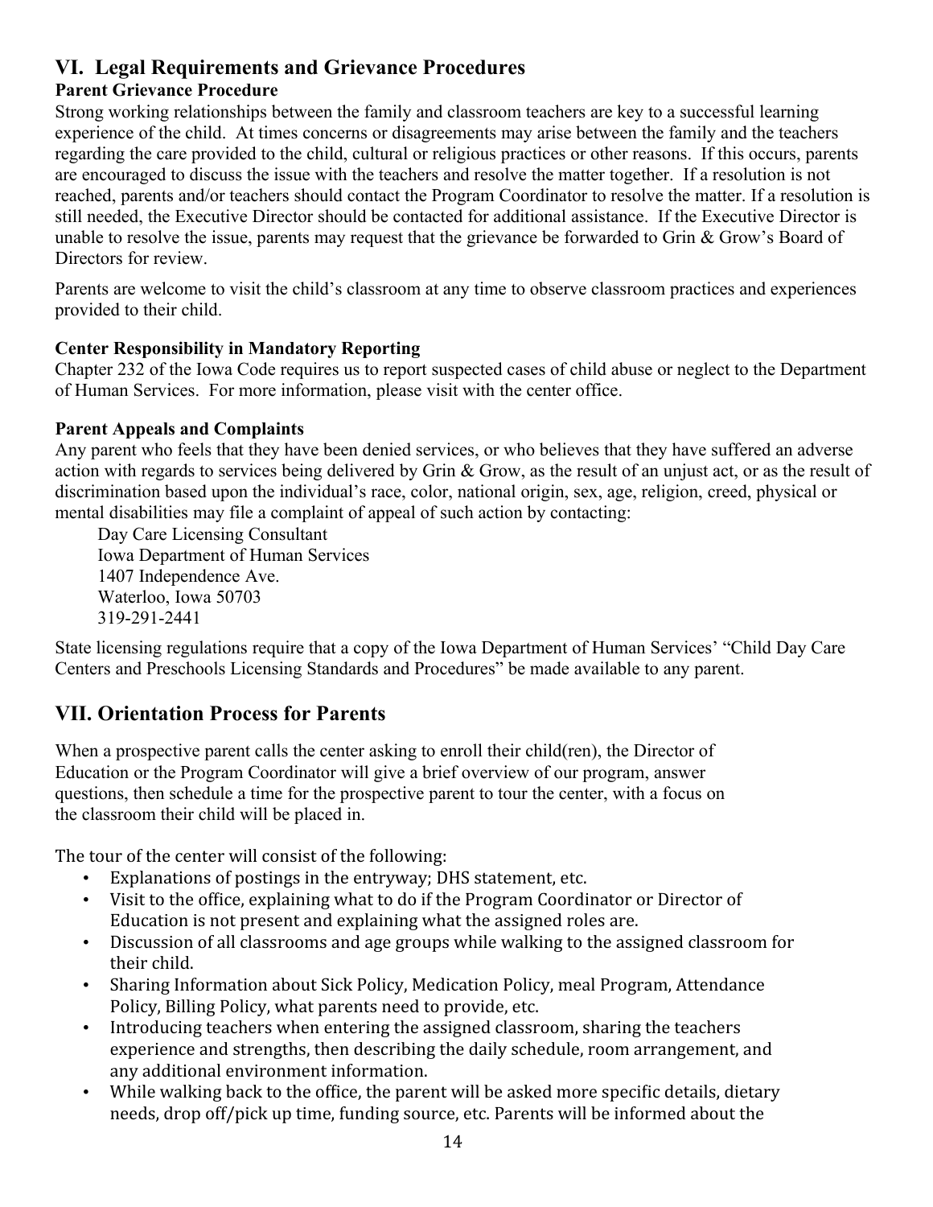## VI. Legal Requirements and Grievance Procedures

### Parent Grievance Procedure

Strong working relationships between the family and classroom teachers are key to a successful learning experience of the child. At times concerns or disagreements may arise between the family and the teachers regarding the care provided to the child, cultural or religious practices or other reasons. If this occurs, parents are encouraged to discuss the issue with the teachers and resolve the matter together. If a resolution is not reached, parents and/or teachers should contact the Program Coordinator to resolve the matter. If a resolution is still needed, the Executive Director should be contacted for additional assistance. If the Executive Director is unable to resolve the issue, parents may request that the grievance be forwarded to Grin & Grow's Board of Directors for review.

Parents are welcome to visit the child's classroom at any time to observe classroom practices and experiences provided to their child.

### Center Responsibility in Mandatory Reporting

Chapter 232 of the Iowa Code requires us to report suspected cases of child abuse or neglect to the Department of Human Services. For more information, please visit with the center office.

### Parent Appeals and Complaints

Any parent who feels that they have been denied services, or who believes that they have suffered an adverse action with regards to services being delivered by Grin & Grow, as the result of an unjust act, or as the result of discrimination based upon the individual's race, color, national origin, sex, age, religion, creed, physical or mental disabilities may file a complaint of appeal of such action by contacting:

Day Care Licensing Consultant
Iowa Department of Human Services
1407 Independence Ave.
Waterloo, Iowa 50703
319-291-2441

State licensing regulations require that a copy of the Iowa Department of Human Services' "Child Day Care Centers and Preschools Licensing Standards and Procedures" be made available to any parent.

## VII. Orientation Process for Parents

When a prospective parent calls the center asking to enroll their child(ren), the Director of Education or the Program Coordinator will give a brief overview of our program, answer questions, then schedule a time for the prospective parent to tour the center, with a focus on the classroom their child will be placed in.

The tour of the center will consist of the following:

- Explanations of postings in the entryway; DHS statement, etc.
- Visit to the office, explaining what to do if the Program Coordinator or Director of Education is not present and explaining what the assigned roles are.
- Discussion of all classrooms and age groups while walking to the assigned classroom for their child.
- Sharing Information about Sick Policy, Medication Policy, meal Program, Attendance Policy, Billing Policy, what parents need to provide, etc.
- Introducing teachers when entering the assigned classroom, sharing the teachers experience and strengths, then describing the daily schedule, room arrangement, and any additional environment information.
- While walking back to the office, the parent will be asked more specific details, dietary needs, drop off/pick up time, funding source, etc. Parents will be informed about the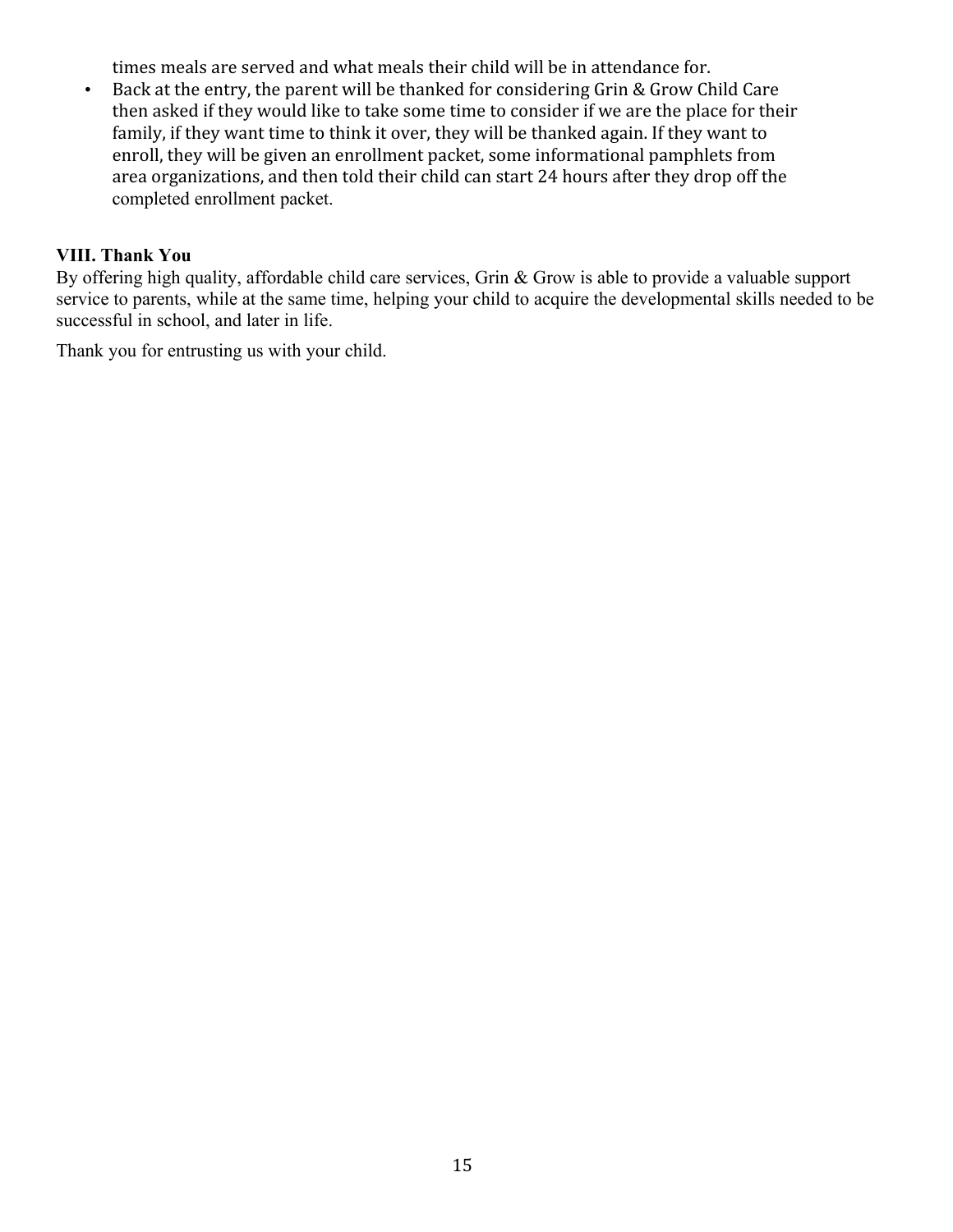times meals are served and what meals their child will be in attendance for.

- Back at the entry, the parent will be thanked for considering Grin & Grow Child Care then asked if they would like to take some time to consider if we are the place for their family, if they want time to think it over, they will be thanked again. If they want to enroll, they will be given an enrollment packet, some informational pamphlets from area organizations, and then told their child can start 24 hours after they drop off the completed enrollment packet.

## VIII. Thank You

By offering high quality, affordable child care services, Grin & Grow is able to provide a valuable support service to parents, while at the same time, helping your child to acquire the developmental skills needed to be successful in school, and later in life.

Thank you for entrusting us with your child.